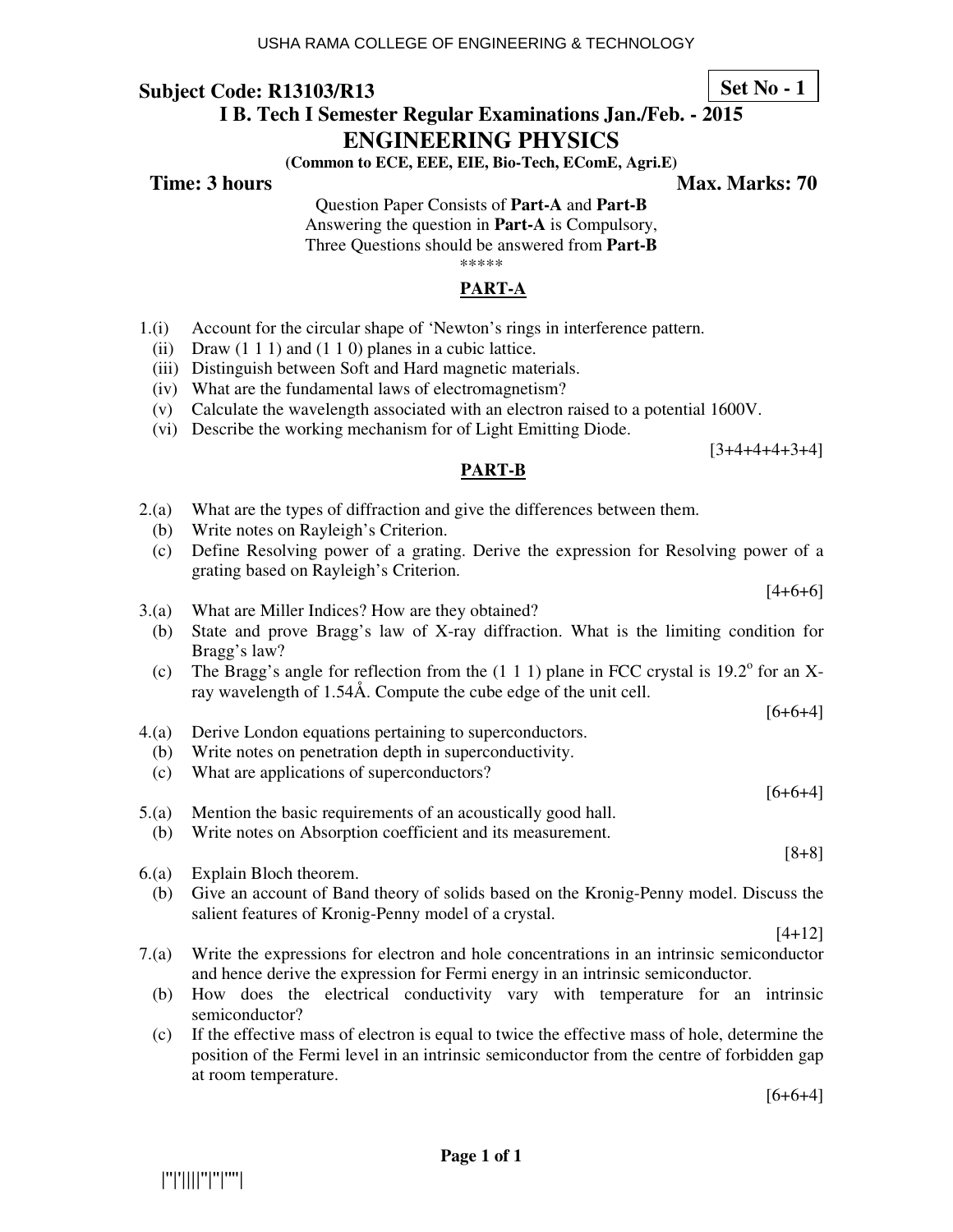USHA RAMA COLLEGE OF ENGINEERING & TECHNOLOGY

**Subject Code: R13103/R13** **Set No - 1**

## I B. Tech I Semester Regular Examinations Jan./Feb. - 2015

# ENGINEERING PHYSICS

**(Common to ECE, EEE, EIE, Bio-Tech, EComE, Agri.E)**

**Time: 3 hours** **Max. Marks: 70**

Question Paper Consists of **Part-A** and **Part-B**
Answering the question in **Part-A** is Compulsory,
Three Questions should be answered from **Part-B**

*****

## PART-A

1.(i) Account for the circular shape of 'Newton's rings in interference pattern.
(ii) Draw (1 1 1) and (1 1 0) planes in a cubic lattice.
(iii) Distinguish between Soft and Hard magnetic materials.
(iv) What are the fundamental laws of electromagnetism?
(v) Calculate the wavelength associated with an electron raised to a potential 1600V.
(vi) Describe the working mechanism for of Light Emitting Diode.

[3+4+4+4+3+4]

## PART-B

2.(a) What are the types of diffraction and give the differences between them.
(b) Write notes on Rayleigh's Criterion.
(c) Define Resolving power of a grating. Derive the expression for Resolving power of a grating based on Rayleigh's Criterion.

[4+6+6]

3.(a) What are Miller Indices? How are they obtained?
(b) State and prove Bragg's law of X-ray diffraction. What is the limiting condition for Bragg's law?
(c) The Bragg's angle for reflection from the (1 1 1) plane in FCC crystal is $19.2^{o}$ for an X-ray wavelength of 1.54Å. Compute the cube edge of the unit cell.

[6+6+4]

4.(a) Derive London equations pertaining to superconductors.
(b) Write notes on penetration depth in superconductivity.
(c) What are applications of superconductors?

[6+6+4]

5.(a) Mention the basic requirements of an acoustically good hall.
(b) Write notes on Absorption coefficient and its measurement.

[8+8]

6.(a) Explain Bloch theorem.
(b) Give an account of Band theory of solids based on the Kronig-Penny model. Discuss the salient features of Kronig-Penny model of a crystal.

[4+12]

7.(a) Write the expressions for electron and hole concentrations in an intrinsic semiconductor and hence derive the expression for Fermi energy in an intrinsic semiconductor.
(b) How does the electrical conductivity vary with temperature for an intrinsic semiconductor?
(c) If the effective mass of electron is equal to twice the effective mass of hole, determine the position of the Fermi level in an intrinsic semiconductor from the centre of forbidden gap at room temperature.

[6+6+4]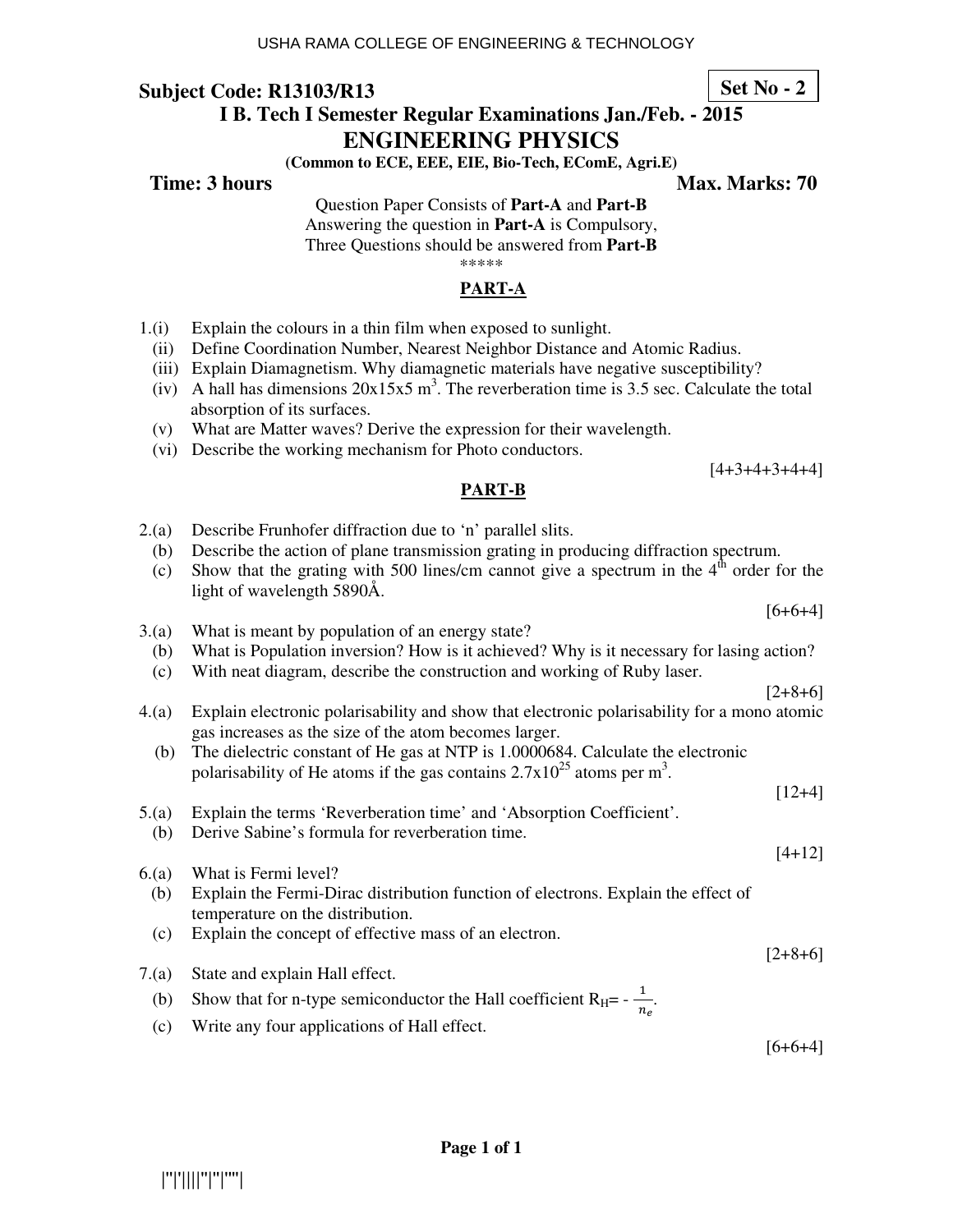**Subject Code: R13103/R13** **Set No - 2**

**I B. Tech I Semester Regular Examinations Jan./Feb. - 2015**

# ENGINEERING PHYSICS

**(Common to ECE, EEE, EIE, Bio-Tech, EComE, Agri.E)**

**Time: 3 hours** **Max. Marks: 70**

Question Paper Consists of **Part-A** and **Part-B**
Answering the question in **Part-A** is Compulsory,
Three Questions should be answered from **Part-B**

*****

## PART-A

1.(i) Explain the colours in a thin film when exposed to sunlight.
(ii) Define Coordination Number, Nearest Neighbor Distance and Atomic Radius.
(iii) Explain Diamagnetism. Why diamagnetic materials have negative susceptibility?
(iv) A hall has dimensions 20x15x5 $m^3$. The reverberation time is 3.5 sec. Calculate the total absorption of its surfaces.
(v) What are Matter waves? Derive the expression for their wavelength.
(vi) Describe the working mechanism for Photo conductors.

[4+3+4+3+4+4]

## PART-B

2.(a) Describe Frunhofer diffraction due to 'n' parallel slits.
(b) Describe the action of plane transmission grating in producing diffraction spectrum.
(c) Show that the grating with 500 lines/cm cannot give a spectrum in the $4^{th}$ order for the light of wavelength 5890Å.

[6+6+4]

3.(a) What is meant by population of an energy state?
(b) What is Population inversion? How is it achieved? Why is it necessary for lasing action?
(c) With neat diagram, describe the construction and working of Ruby laser.

[2+8+6]

4.(a) Explain electronic polarisability and show that electronic polarisability for a mono atomic gas increases as the size of the atom becomes larger.
(b) The dielectric constant of He gas at NTP is 1.0000684. Calculate the electronic polarisability of He atoms if the gas contains $2.7 \times 10^{25}$ atoms per $m^3$.

[12+4]

5.(a) Explain the terms 'Reverberation time' and 'Absorption Coefficient'.
(b) Derive Sabine's formula for reverberation time.

[4+12]

6.(a) What is Fermi level?
(b) Explain the Fermi-Dirac distribution function of electrons. Explain the effect of temperature on the distribution.
(c) Explain the concept of effective mass of an electron.

[2+8+6]

7.(a) State and explain Hall effect.
(b) Show that for n-type semiconductor the Hall coefficient $R_H = -\frac{1}{n_e}$.
(c) Write any four applications of Hall effect.

[6+6+4]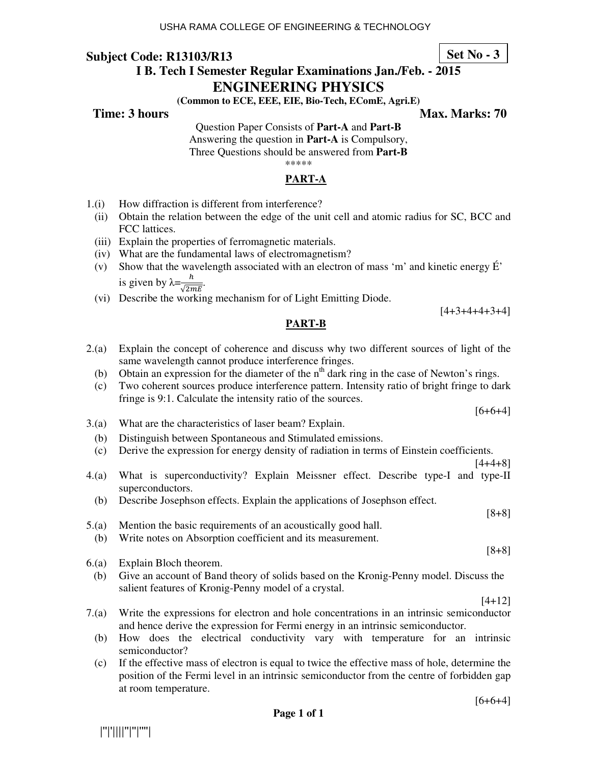**Subject Code: R13103/R13**

**Set No - 3**

**I B. Tech I Semester Regular Examinations Jan./Feb. - 2015**

# ENGINEERING PHYSICS

**(Common to ECE, EEE, EIE, Bio-Tech, EComE, Agri.E)**

**Time: 3 hours** **Max. Marks: 70**

Question Paper Consists of **Part-A** and **Part-B**
Answering the question in **Part-A** is Compulsory,
Three Questions should be answered from **Part-B**

*****

## PART-A

1.(i) How diffraction is different from interference?

(ii) Obtain the relation between the edge of the unit cell and atomic radius for SC, BCC and FCC lattices.

(iii) Explain the properties of ferromagnetic materials.

(iv) What are the fundamental laws of electromagnetism?

(v) Show that the wavelength associated with an electron of mass 'm' and kinetic energy É' is given by $\lambda = \frac{h}{\sqrt{2mE}}$.

(vi) Describe the working mechanism for of Light Emitting Diode.

[4+3+4+4+3+4]

## PART-B

2.(a) Explain the concept of coherence and discuss why two different sources of light of the same wavelength cannot produce interference fringes.

(b) Obtain an expression for the diameter of the $n^{th}$ dark ring in the case of Newton's rings.

(c) Two coherent sources produce interference pattern. Intensity ratio of bright fringe to dark fringe is 9:1. Calculate the intensity ratio of the sources.

[6+6+4]

3.(a) What are the characteristics of laser beam? Explain.

(b) Distinguish between Spontaneous and Stimulated emissions.

(c) Derive the expression for energy density of radiation in terms of Einstein coefficients.

[4+4+8]

4.(a) What is superconductivity? Explain Meissner effect. Describe type-I and type-II superconductors.

(b) Describe Josephson effects. Explain the applications of Josephson effect.

[8+8]

5.(a) Mention the basic requirements of an acoustically good hall.

(b) Write notes on Absorption coefficient and its measurement.

[8+8]

6.(a) Explain Bloch theorem.

(b) Give an account of Band theory of solids based on the Kronig-Penny model. Discuss the salient features of Kronig-Penny model of a crystal.

[4+12]

7.(a) Write the expressions for electron and hole concentrations in an intrinsic semiconductor and hence derive the expression for Fermi energy in an intrinsic semiconductor.

(b) How does the electrical conductivity vary with temperature for an intrinsic semiconductor?

(c) If the effective mass of electron is equal to twice the effective mass of hole, determine the position of the Fermi level in an intrinsic semiconductor from the centre of forbidden gap at room temperature.

[6+6+4]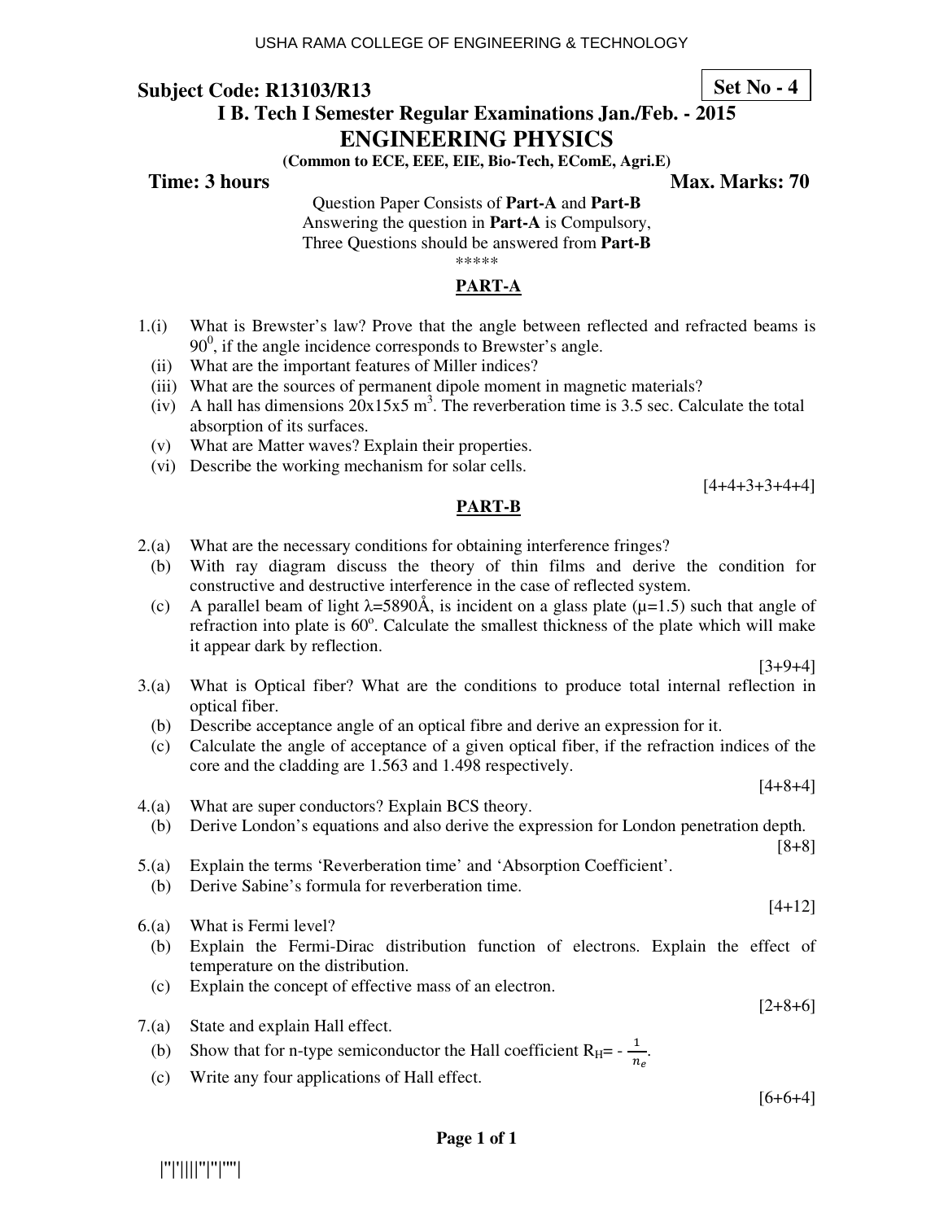**Subject Code: R13103/R13** **Set No - 4**

**I B. Tech I Semester Regular Examinations Jan./Feb. - 2015**

# ENGINEERING PHYSICS

**(Common to ECE, EEE, EIE, Bio-Tech, EComE, Agri.E)**

**Time: 3 hours** **Max. Marks: 70**

Question Paper Consists of **Part-A** and **Part-B**
Answering the question in **Part-A** is Compulsory,
Three Questions should be answered from **Part-B**

*****

## PART-A

1.(i) What is Brewster's law? Prove that the angle between reflected and refracted beams is $90^0$, if the angle incidence corresponds to Brewster's angle.

(ii) What are the important features of Miller indices?

(iii) What are the sources of permanent dipole moment in magnetic materials?

(iv) A hall has dimensions $20\text{x}15\text{x}5 \text{ m}^3$. The reverberation time is 3.5 sec. Calculate the total absorption of its surfaces.

(v) What are Matter waves? Explain their properties.

(vi) Describe the working mechanism for solar cells.

[4+4+3+3+4+4]

## PART-B

2.(a) What are the necessary conditions for obtaining interference fringes?

(b) With ray diagram discuss the theory of thin films and derive the condition for constructive and destructive interference in the case of reflected system.

(c) A parallel beam of light λ=5890Å, is incident on a glass plate (μ=1.5) such that angle of refraction into plate is $60^o$. Calculate the smallest thickness of the plate which will make it appear dark by reflection.

[3+9+4]

3.(a) What is Optical fiber? What are the conditions to produce total internal reflection in optical fiber.

(b) Describe acceptance angle of an optical fibre and derive an expression for it.

(c) Calculate the angle of acceptance of a given optical fiber, if the refraction indices of the core and the cladding are 1.563 and 1.498 respectively.

[4+8+4]

4.(a) What are super conductors? Explain BCS theory.

(b) Derive London's equations and also derive the expression for London penetration depth.

[8+8]

5.(a) Explain the terms 'Reverberation time' and 'Absorption Coefficient'.

(b) Derive Sabine's formula for reverberation time.

[4+12]

6.(a) What is Fermi level?

(b) Explain the Fermi-Dirac distribution function of electrons. Explain the effect of temperature on the distribution.

(c) Explain the concept of effective mass of an electron.

[2+8+6]

7.(a) State and explain Hall effect.

(b) Show that for n-type semiconductor the Hall coefficient $R_H = -\frac{1}{n_e}$.

(c) Write any four applications of Hall effect.

[6+6+4]